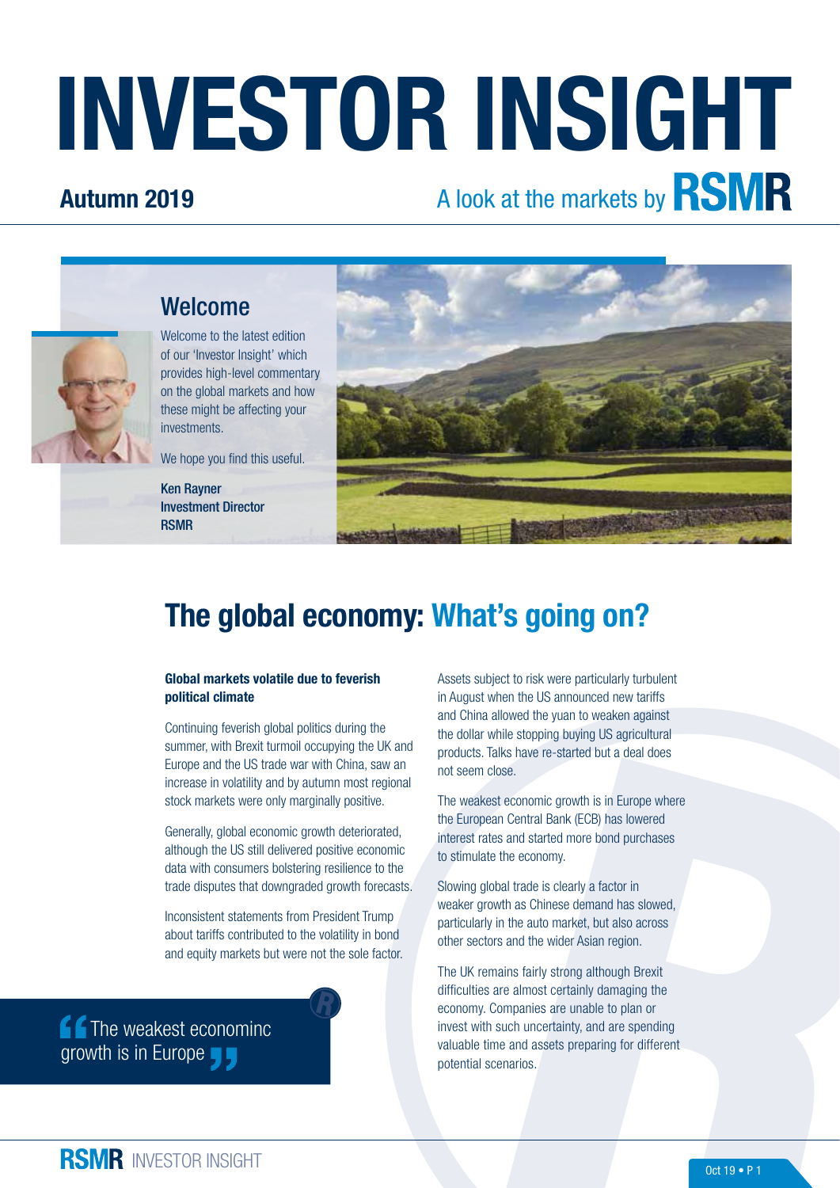# INVESTOR INSIGHT

**Autumn 2019**

A look at the markets by RSMR

## Welcome

Welcome to the latest edition of our 'Investor Insight' which provides high-level commentary on the global markets and how these might be affecting your investments.

We hope you find this useful.

**Ken Rayner**
**Investment Director**
**RSMR**

# The global economy: What's going on?

**Global markets volatile due to feverish political climate**

Continuing feverish global politics during the summer, with Brexit turmoil occupying the UK and Europe and the US trade war with China, saw an increase in volatility and by autumn most regional stock markets were only marginally positive.

Generally, global economic growth deteriorated, although the US still delivered positive economic data with consumers bolstering resilience to the trade disputes that downgraded growth forecasts.

Inconsistent statements from President Trump about tariffs contributed to the volatility in bond and equity markets but were not the sole factor.

> "The weakest econominc growth is in Europe"

Assets subject to risk were particularly turbulent in August when the US announced new tariffs and China allowed the yuan to weaken against the dollar while stopping buying US agricultural products. Talks have re-started but a deal does not seem close.

The weakest economic growth is in Europe where the European Central Bank (ECB) has lowered interest rates and started more bond purchases to stimulate the economy.

Slowing global trade is clearly a factor in weaker growth as Chinese demand has slowed, particularly in the auto market, but also across other sectors and the wider Asian region.

The UK remains fairly strong although Brexit difficulties are almost certainly damaging the economy. Companies are unable to plan or invest with such uncertainty, and are spending valuable time and assets preparing for different potential scenarios.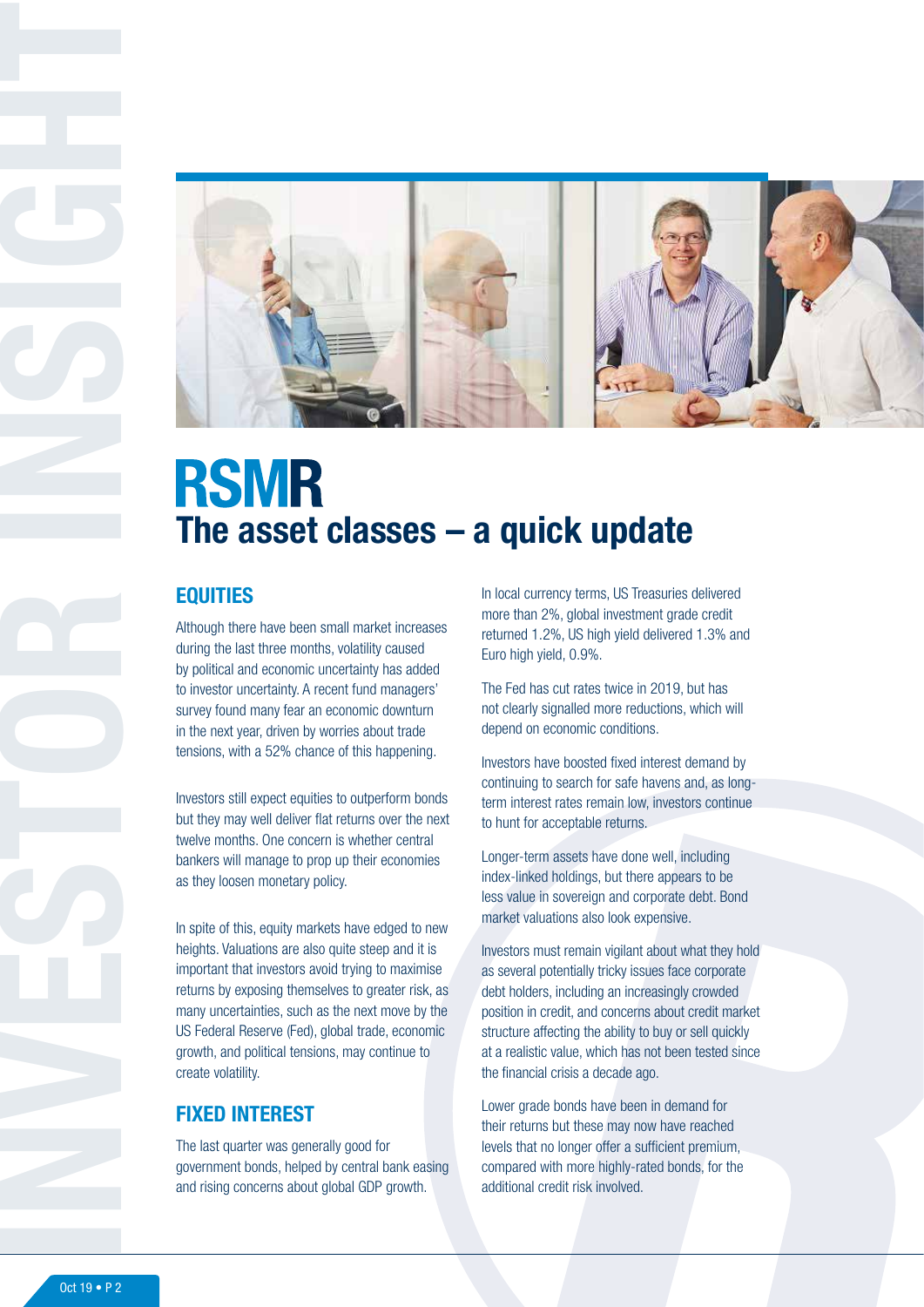# RSMR

## The asset classes – a quick update

### EQUITIES

Although there have been small market increases during the last three months, volatility caused by political and economic uncertainty has added to investor uncertainty. A recent fund managers' survey found many fear an economic downturn in the next year, driven by worries about trade tensions, with a 52% chance of this happening.

Investors still expect equities to outperform bonds but they may well deliver flat returns over the next twelve months. One concern is whether central bankers will manage to prop up their economies as they loosen monetary policy.

In spite of this, equity markets have edged to new heights. Valuations are also quite steep and it is important that investors avoid trying to maximise returns by exposing themselves to greater risk, as many uncertainties, such as the next move by the US Federal Reserve (Fed), global trade, economic growth, and political tensions, may continue to create volatility.

### FIXED INTEREST

The last quarter was generally good for government bonds, helped by central bank easing and rising concerns about global GDP growth.

In local currency terms, US Treasuries delivered more than 2%, global investment grade credit returned 1.2%, US high yield delivered 1.3% and Euro high yield, 0.9%.

The Fed has cut rates twice in 2019, but has not clearly signalled more reductions, which will depend on economic conditions.

Investors have boosted fixed interest demand by continuing to search for safe havens and, as long-term interest rates remain low, investors continue to hunt for acceptable returns.

Longer-term assets have done well, including index-linked holdings, but there appears to be less value in sovereign and corporate debt. Bond market valuations also look expensive.

Investors must remain vigilant about what they hold as several potentially tricky issues face corporate debt holders, including an increasingly crowded position in credit, and concerns about credit market structure affecting the ability to buy or sell quickly at a realistic value, which has not been tested since the financial crisis a decade ago.

Lower grade bonds have been in demand for their returns but these may now have reached levels that no longer offer a sufficient premium, compared with more highly-rated bonds, for the additional credit risk involved.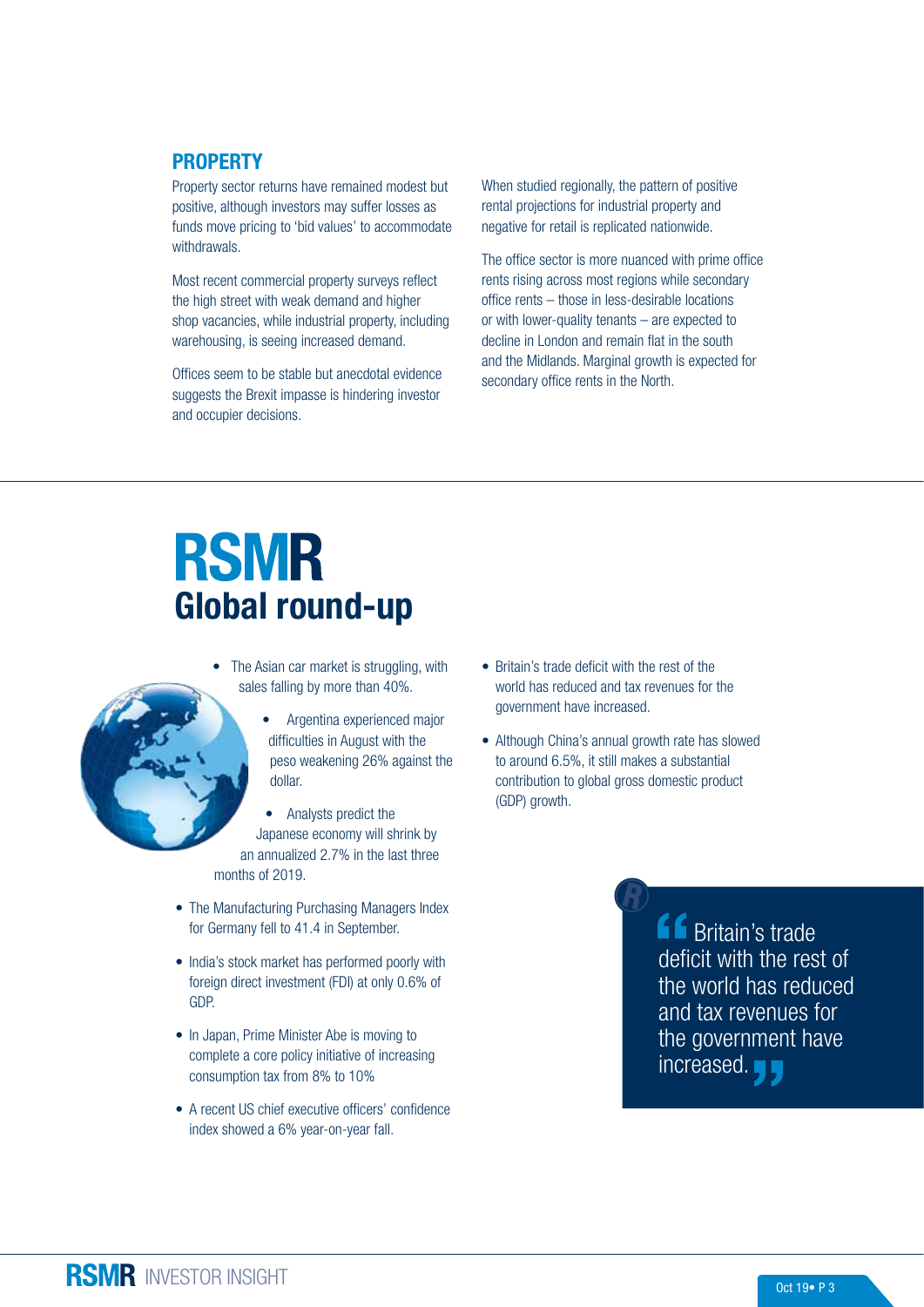## PROPERTY

Property sector returns have remained modest but positive, although investors may suffer losses as funds move pricing to 'bid values' to accommodate withdrawals.

Most recent commercial property surveys reflect the high street with weak demand and higher shop vacancies, while industrial property, including warehousing, is seeing increased demand.

Offices seem to be stable but anecdotal evidence suggests the Brexit impasse is hindering investor and occupier decisions.

When studied regionally, the pattern of positive rental projections for industrial property and negative for retail is replicated nationwide.

The office sector is more nuanced with prime office rents rising across most regions while secondary office rents – those in less-desirable locations or with lower-quality tenants – are expected to decline in London and remain flat in the south and the Midlands. Marginal growth is expected for secondary office rents in the North.

# RSMR
## Global round-up

- The Asian car market is struggling, with sales falling by more than 40%.
- Argentina experienced major difficulties in August with the peso weakening 26% against the dollar.
- Analysts predict the Japanese economy will shrink by an annualized 2.7% in the last three months of 2019.
- The Manufacturing Purchasing Managers Index for Germany fell to 41.4 in September.
- India's stock market has performed poorly with foreign direct investment (FDI) at only 0.6% of GDP.
- In Japan, Prime Minister Abe is moving to complete a core policy initiative of increasing consumption tax from 8% to 10%
- A recent US chief executive officers' confidence index showed a 6% year-on-year fall.
- Britain's trade deficit with the rest of the world has reduced and tax revenues for the government have increased.
- Although China's annual growth rate has slowed to around 6.5%, it still makes a substantial contribution to global gross domestic product (GDP) growth.

> "Britain's trade deficit with the rest of the world has reduced and tax revenues for the government have increased."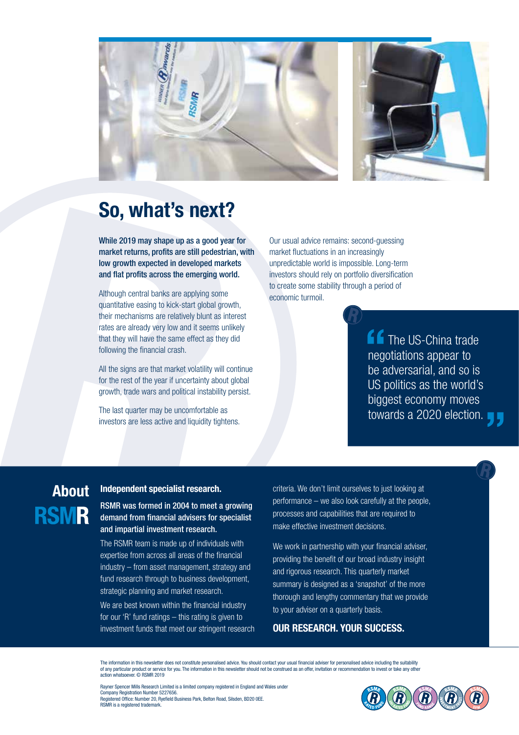## So, what's next?

**While 2019 may shape up as a good year for market returns, profits are still pedestrian, with low growth expected in developed markets and flat profits across the emerging world.**

Although central banks are applying some quantitative easing to kick-start global growth, their mechanisms are relatively blunt as interest rates are already very low and it seems unlikely that they will have the same effect as they did following the financial crash.

All the signs are that market volatility will continue for the rest of the year if uncertainty about global growth, trade wars and political instability persist.

The last quarter may be uncomfortable as investors are less active and liquidity tightens.

Our usual advice remains: second-guessing market fluctuations in an increasingly unpredictable world is impossible. Long-term investors should rely on portfolio diversification to create some stability through a period of economic turmoil.

> "The US-China trade negotiations appear to be adversarial, and so is US politics as the world's biggest economy moves towards a 2020 election."

## About RSMR

**Independent specialist research.**

**RSMR was formed in 2004 to meet a growing demand from financial advisers for specialist and impartial investment research.**

The RSMR team is made up of individuals with expertise from across all areas of the financial industry – from asset management, strategy and fund research through to business development, strategic planning and market research.

We are best known within the financial industry for our 'R' fund ratings – this rating is given to investment funds that meet our stringent research criteria. We don't limit ourselves to just looking at performance – we also look carefully at the people, processes and capabilities that are required to make effective investment decisions.

We work in partnership with your financial adviser, providing the benefit of our broad industry insight and rigorous research. This quarterly market summary is designed as a 'snapshot' of the more thorough and lengthy commentary that we provide to your adviser on a quarterly basis.

**OUR RESEARCH. YOUR SUCCESS.**

The information in this newsletter does not constitute personalised advice. You should contact your usual financial adviser for personalised advice including the suitability of any particular product or service for you. The information in this newsletter should not be construed as an offer, invitation or recommendation to invest or take any other action whatsoever. © RSMR 2019

Rayner Spencer Mills Research Limited is a limited company registered in England and Wales under Company Registration Number 5227656.
Registered Office: Number 20, Ryefield Business Park, Belton Road, Silsden, BD20 0EE.
RSMR is a registered trademark.